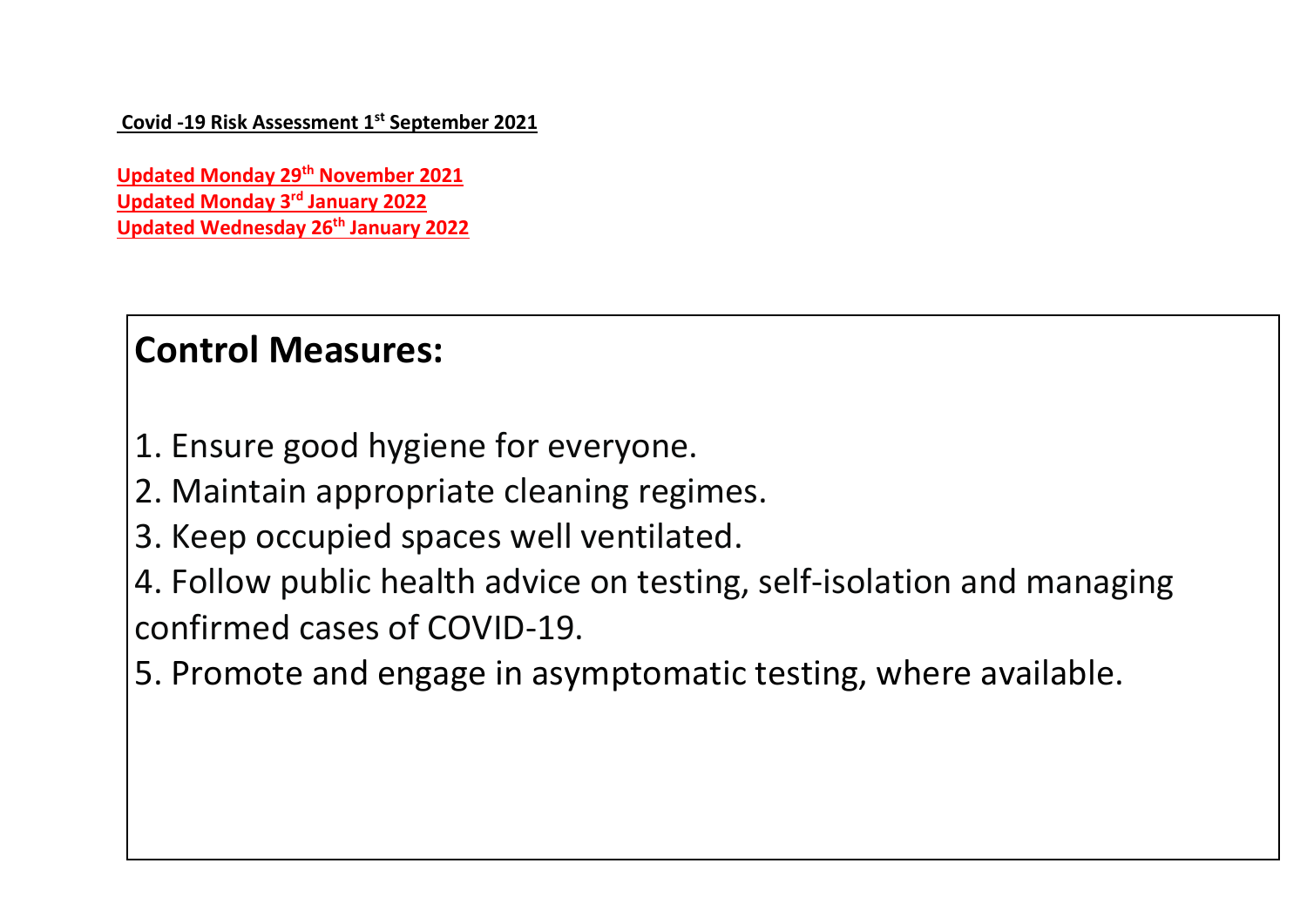**Covid -19 Risk Assessment 1st September 2021**

**Updated Monday 29th November 2021**
**Updated Monday 3rd January 2022**
**Updated Wednesday 26th January 2022**

## Control Measures:

1. Ensure good hygiene for everyone.
2. Maintain appropriate cleaning regimes.
3. Keep occupied spaces well ventilated.
4. Follow public health advice on testing, self-isolation and managing confirmed cases of COVID-19.
5. Promote and engage in asymptomatic testing, where available.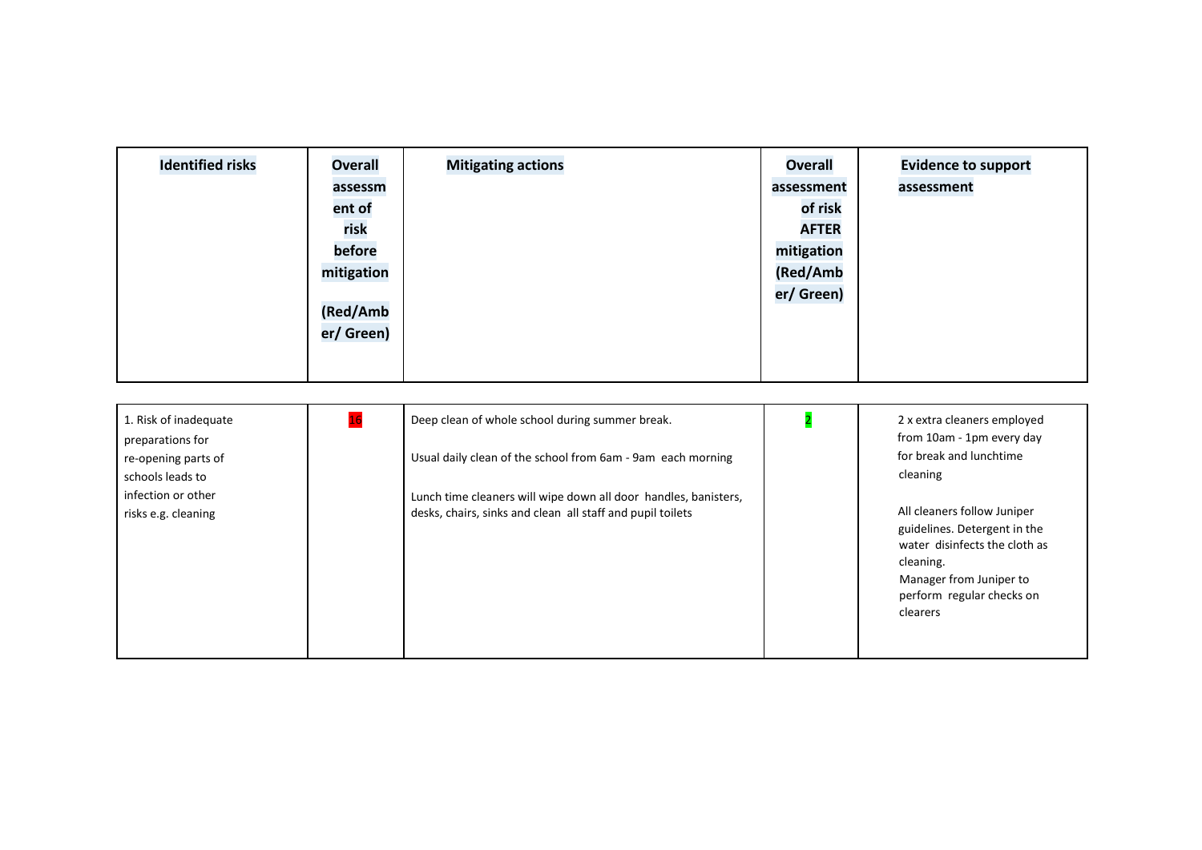| Identified risks | Overall assessment of risk before mitigation (Red/Amber/ Green) | Mitigating actions | Overall assessment of risk AFTER mitigation (Red/Amber/ Green) | Evidence to support assessment |
|---|---|---|---|---|
| 1. Risk of inadequate preparations for re-opening parts of schools leads to infection or other risks e.g. cleaning | 16 | Deep clean of whole school during summer break.<br><br>Usual daily clean of the school from 6am - 9am each morning<br><br>Lunch time cleaners will wipe down all door handles, banisters, desks, chairs, sinks and clean all staff and pupil toilets | 2 | 2 x extra cleaners employed from 10am - 1pm every day for break and lunchtime cleaning<br><br>All cleaners follow Juniper guidelines. Detergent in the water disinfects the cloth as cleaning.<br>Manager from Juniper to perform regular checks on clearers |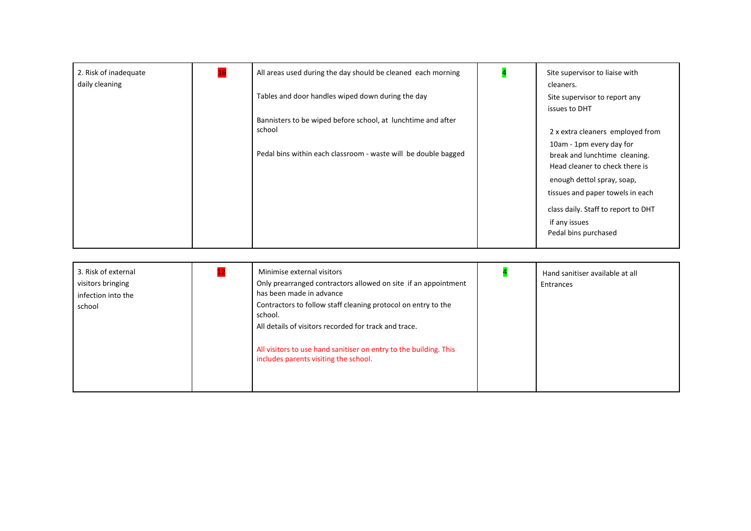| | | | | |
|---|---|---|---|---|
| 2. Risk of inadequate daily cleaning | 16 | All areas used during the day should be cleaned each morning<br><br>Tables and door handles wiped down during the day<br><br>Bannisters to be wiped before school, at lunchtime and after school<br><br>Pedal bins within each classroom - waste will be double bagged | 4 | Site supervisor to liaise with cleaners.<br>Site supervisor to report any issues to DHT<br><br>2 x extra cleaners employed from 10am - 1pm every day for break and lunchtime cleaning.<br>Head cleaner to check there is enough dettol spray, soap, tissues and paper towels in each class daily. Staff to report to DHT if any issues<br>Pedal bins purchased |

| | | | | |
|---|---|---|---|---|
| 3. Risk of external visitors bringing infection into the school | 12 | Minimise external visitors<br>Only prearranged contractors allowed on site if an appointment has been made in advance<br>Contractors to follow staff cleaning protocol on entry to the school.<br>All details of visitors recorded for track and trace.<br><br>All visitors to use hand sanitiser on entry to the building. This includes parents visiting the school. | 4 | Hand sanitiser available at all Entrances |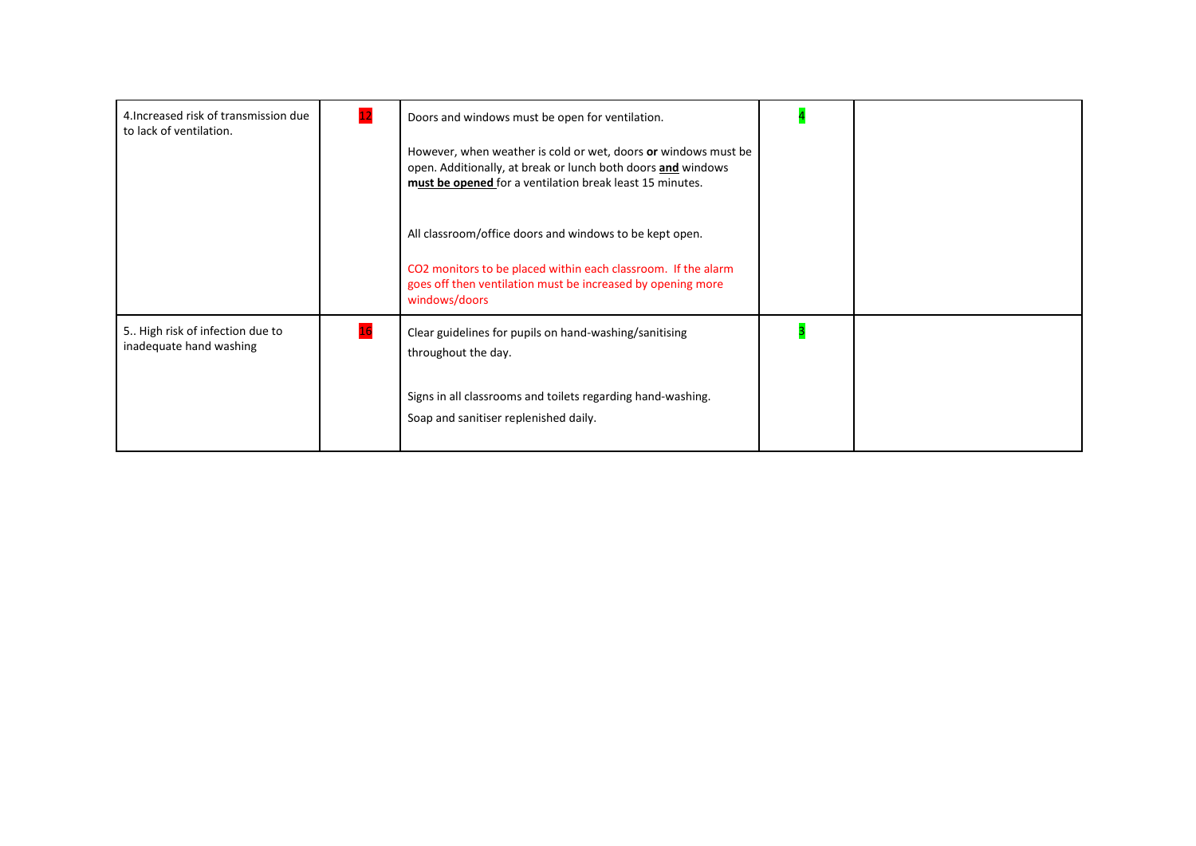| | | | | |
|---|---|---|---|---|
| 4.Increased risk of transmission due to lack of ventilation. | 12 | Doors and windows must be open for ventilation.<br><br>However, when weather is cold or wet, doors **or** windows must be open. Additionally, at break or lunch both doors **and** windows **must be opened** for a ventilation break least 15 minutes.<br><br>All classroom/office doors and windows to be kept open.<br><br>$CO_2$ monitors to be placed within each classroom. If the alarm goes off then ventilation must be increased by opening more windows/doors | 4 | |
| 5.. High risk of infection due to inadequate hand washing | 16 | Clear guidelines for pupils on hand-washing/sanitising throughout the day.<br><br>Signs in all classrooms and toilets regarding hand-washing.<br>Soap and sanitiser replenished daily. | 3 | |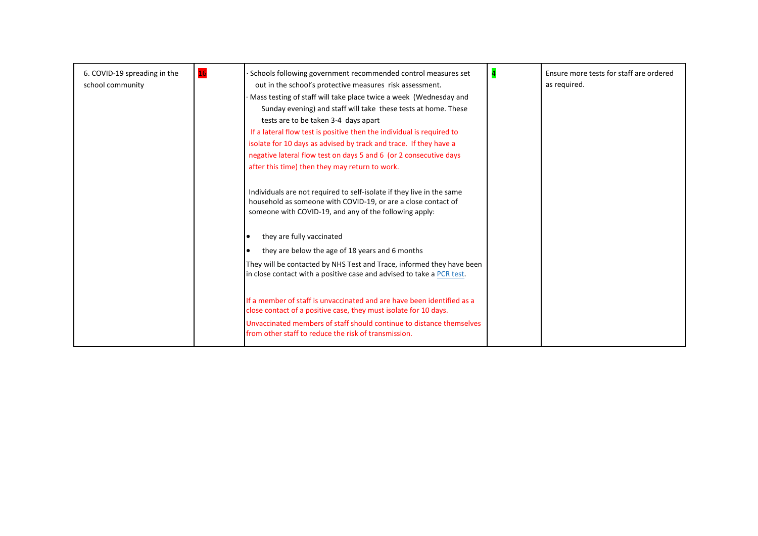| 6. COVID-19 spreading in the school community | 16 | · Schools following government recommended control measures set out in the school's protective measures risk assessment.<br>· Mass testing of staff will take place twice a week (Wednesday and Sunday evening) and staff will take these tests at home. These tests are to be taken 3-4 days apart<br>If a lateral flow test is positive then the individual is required to isolate for 10 days as advised by track and trace. If they have a negative lateral flow test on days 5 and 6 (or 2 consecutive days after this time) then they may return to work.<br><br>Individuals are not required to self-isolate if they live in the same household as someone with COVID-19, or are a close contact of someone with COVID-19, and any of the following apply:<br><br>• they are fully vaccinated<br>• they are below the age of 18 years and 6 months<br>They will be contacted by NHS Test and Trace, informed they have been in close contact with a positive case and advised to take a PCR test.<br><br>If a member of staff is unvaccinated and are have been identified as a close contact of a positive case, they must isolate for 10 days.<br>Unvaccinated members of staff should continue to distance themselves from other staff to reduce the risk of transmission. | 4 | Ensure more tests for staff are ordered as required. |
|---|---|---|---|---|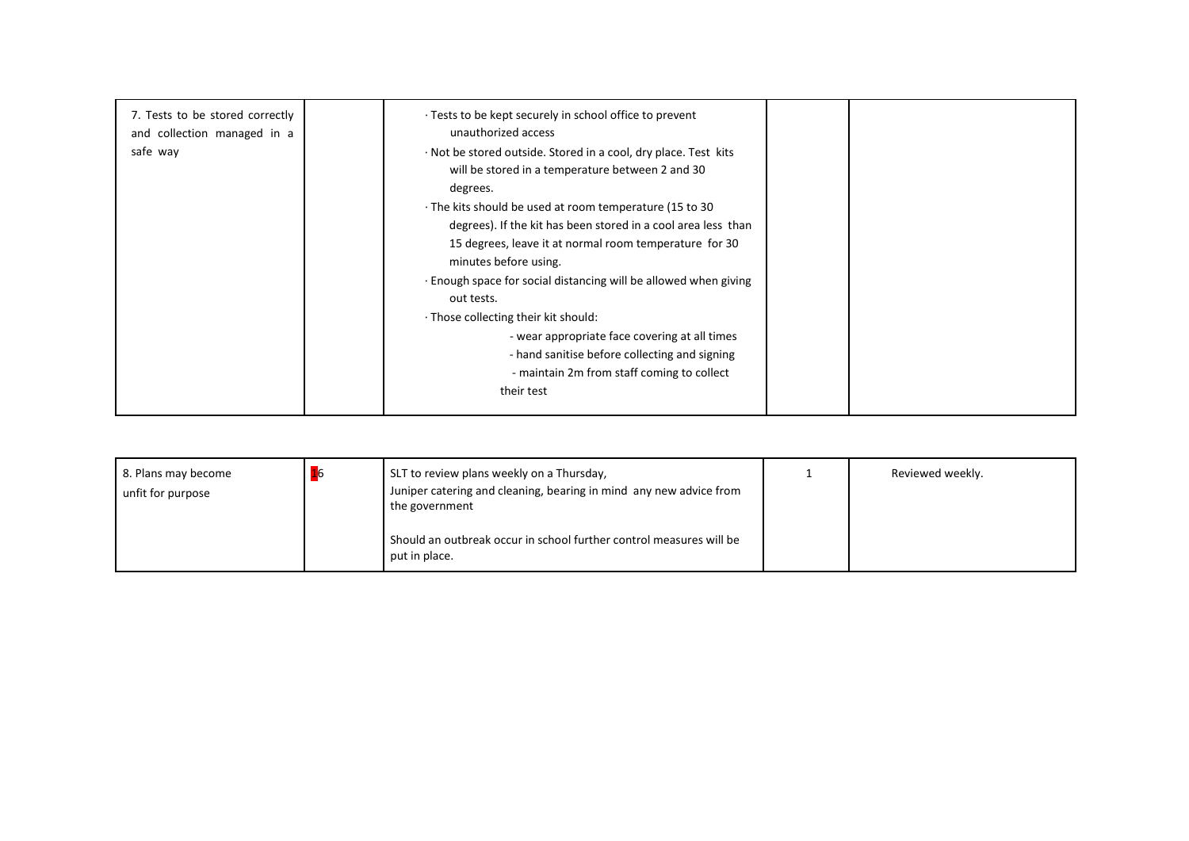| | | | | |
|---|---|---|---|---|
| 7. Tests to be stored correctly and collection managed in a safe way | | · Tests to be kept securely in school office to prevent unauthorized access<br>· Not be stored outside. Stored in a cool, dry place. Test kits will be stored in a temperature between 2 and 30 degrees.<br>· The kits should be used at room temperature (15 to 30 degrees). If the kit has been stored in a cool area less than 15 degrees, leave it at normal room temperature for 30 minutes before using.<br>· Enough space for social distancing will be allowed when giving out tests.<br>· Those collecting their kit should:<br>- wear appropriate face covering at all times<br>- hand sanitise before collecting and signing<br>- maintain 2m from staff coming to collect their test | | |

| | | | | |
|---|---|---|---|---|
| 8. Plans may become unfit for purpose | 16 | SLT to review plans weekly on a Thursday, Juniper catering and cleaning, bearing in mind any new advice from the government<br><br>Should an outbreak occur in school further control measures will be put in place. | 1 | Reviewed weekly. |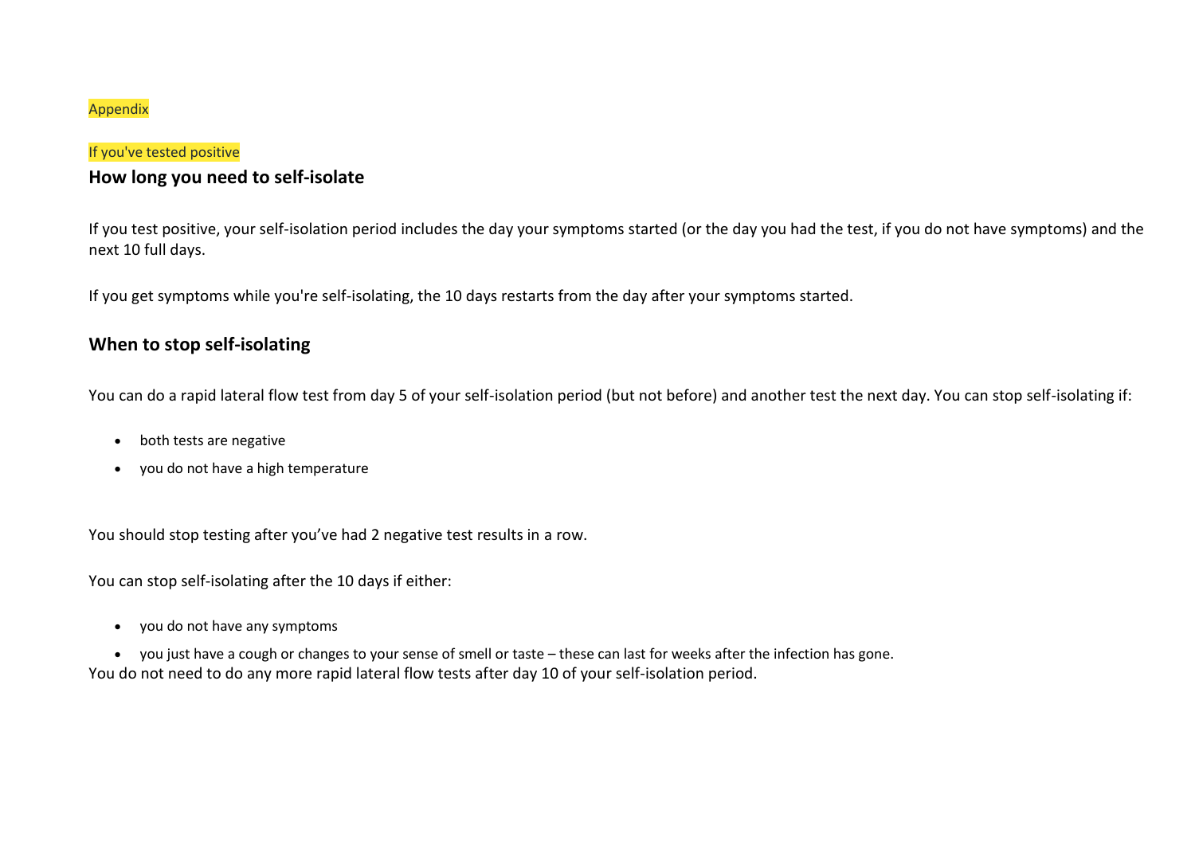Appendix

If you've tested positive

## How long you need to self-isolate

If you test positive, your self-isolation period includes the day your symptoms started (or the day you had the test, if you do not have symptoms) and the next 10 full days.

If you get symptoms while you're self-isolating, the 10 days restarts from the day after your symptoms started.

## When to stop self-isolating

You can do a rapid lateral flow test from day 5 of your self-isolation period (but not before) and another test the next day. You can stop self-isolating if:

- both tests are negative
- you do not have a high temperature

You should stop testing after you've had 2 negative test results in a row.

You can stop self-isolating after the 10 days if either:

- you do not have any symptoms
- you just have a cough or changes to your sense of smell or taste – these can last for weeks after the infection has gone.

You do not need to do any more rapid lateral flow tests after day 10 of your self-isolation period.